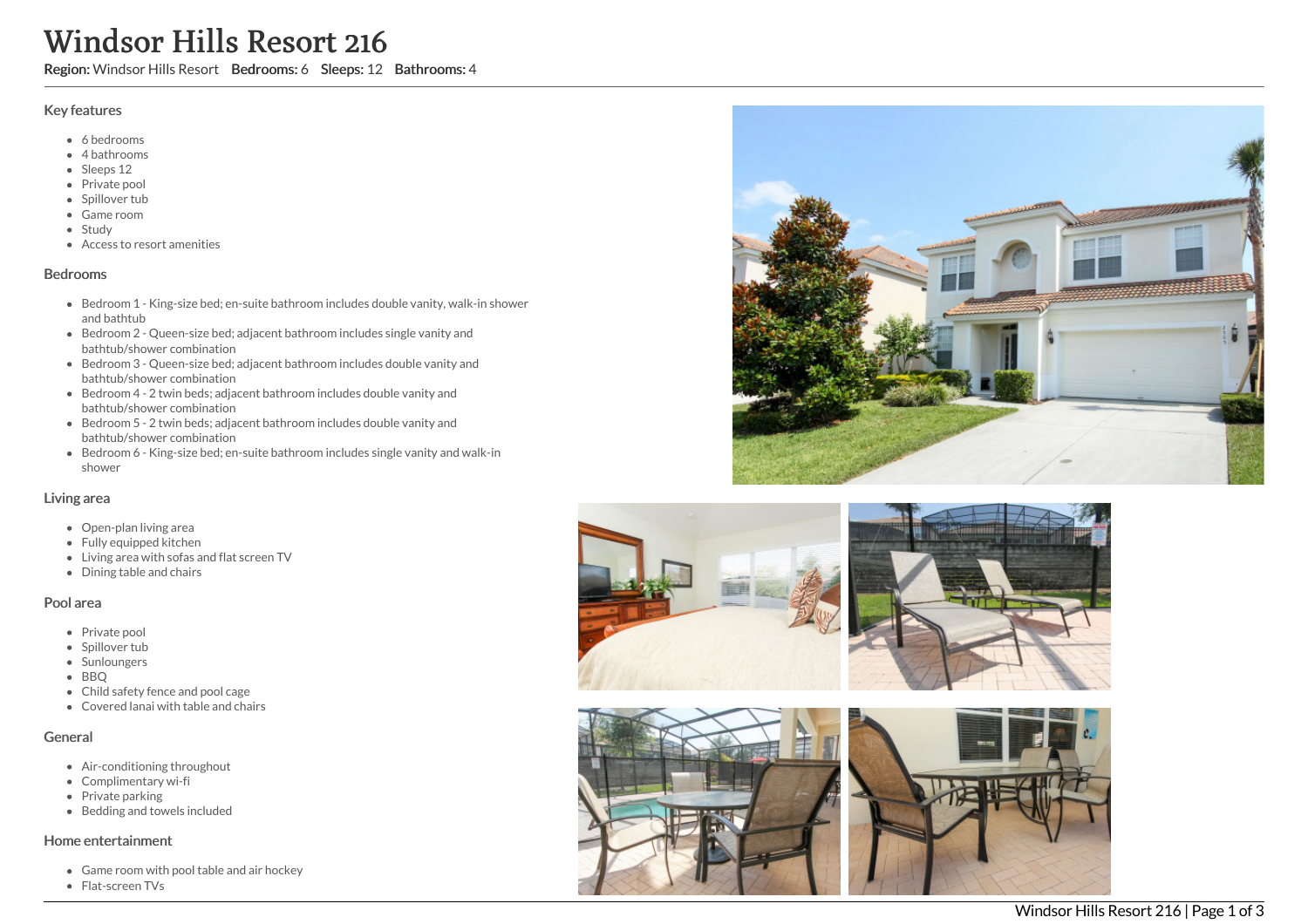# Windsor Hills Resort 216

**Region:** Windsor Hills Resort **Bedrooms:** 6 **Sleeps:** 12 **Bathrooms:** 4

## Key features

- 6 bedrooms
- 4 bathrooms
- Sleeps 12
- Private pool
- Spillover tub
- Game room
- Study
- Access to resort amenities

## Bedrooms

- Bedroom 1 - King-size bed; en-suite bathroom includes double vanity, walk-in shower and bathtub
- Bedroom 2 - Queen-size bed; adjacent bathroom includes single vanity and bathtub/shower combination
- Bedroom 3 - Queen-size bed; adjacent bathroom includes double vanity and bathtub/shower combination
- Bedroom 4 - 2 twin beds; adjacent bathroom includes double vanity and bathtub/shower combination
- Bedroom 5 - 2 twin beds; adjacent bathroom includes double vanity and bathtub/shower combination
- Bedroom 6 - King-size bed; en-suite bathroom includes single vanity and walk-in shower

## Living area

- Open-plan living area
- Fully equipped kitchen
- Living area with sofas and flat screen TV
- Dining table and chairs

## Pool area

- Private pool
- Spillover tub
- Sunloungers
- BBQ
- Child safety fence and pool cage
- Covered lanai with table and chairs

## General

- Air-conditioning throughout
- Complimentary wi-fi
- Private parking
- Bedding and towels included

## Home entertainment

- Game room with pool table and air hockey
- Flat-screen TVs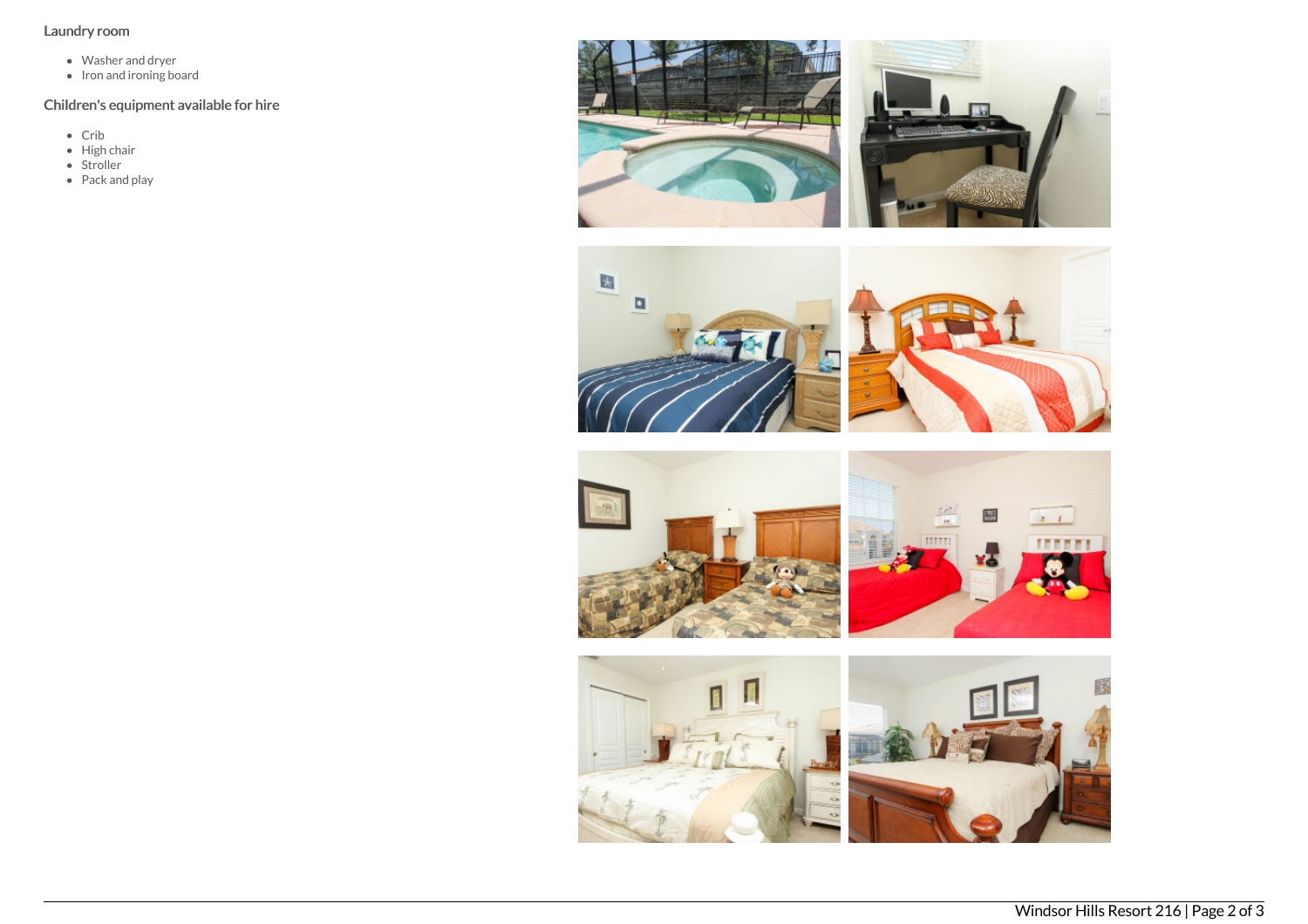## Laundry room

- Washer and dryer
- Iron and ironing board

## Children's equipment available for hire

- Crib
- High chair
- Stroller
- Pack and play